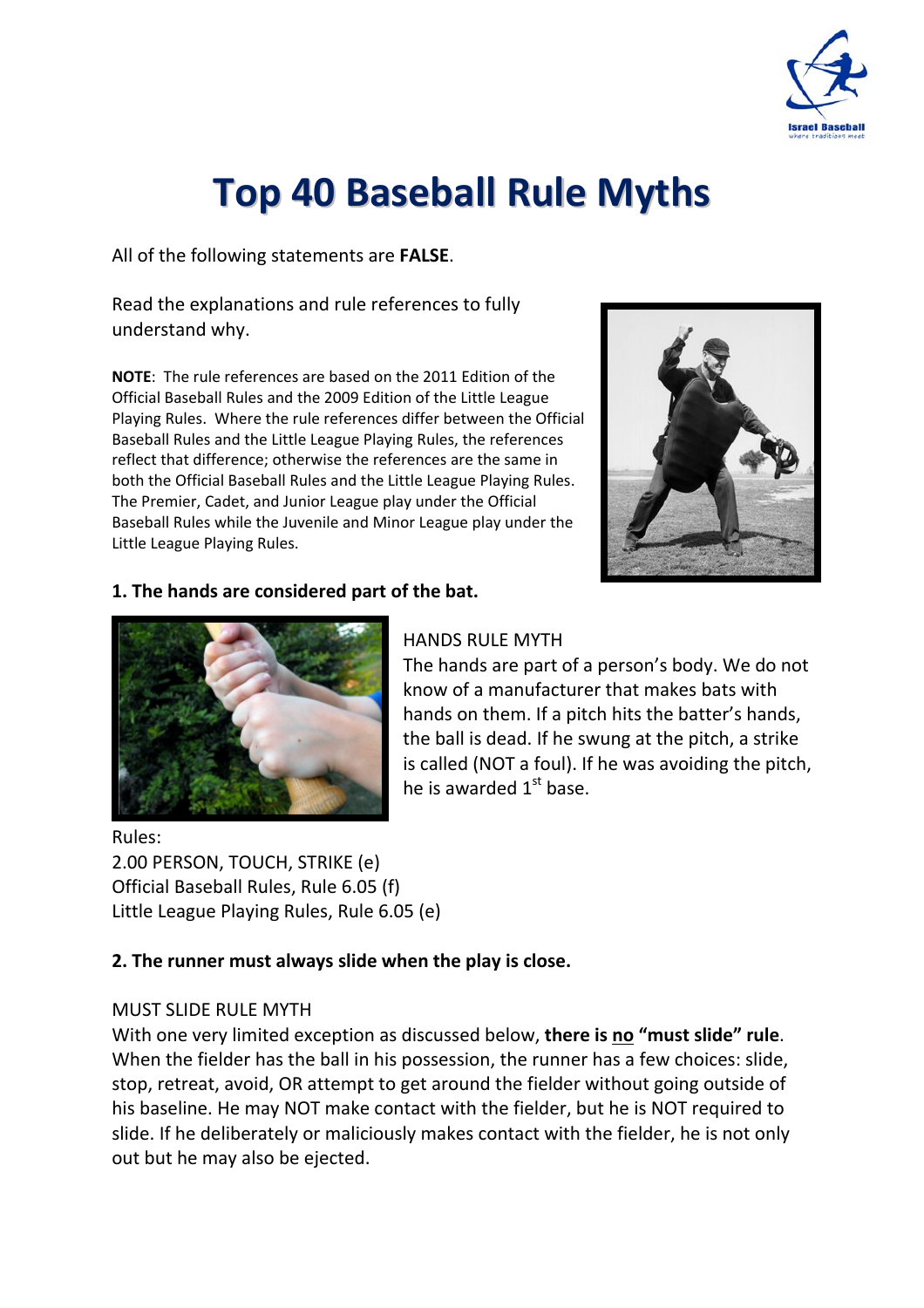# Top 40 Baseball Rule Myths

All of the following statements are **FALSE**.

Read the explanations and rule references to fully understand why.

**NOTE**: The rule references are based on the 2011 Edition of the Official Baseball Rules and the 2009 Edition of the Little League Playing Rules. Where the rule references differ between the Official Baseball Rules and the Little League Playing Rules, the references reflect that difference; otherwise the references are the same in both the Official Baseball Rules and the Little League Playing Rules. The Premier, Cadet, and Junior League play under the Official Baseball Rules while the Juvenile and Minor League play under the Little League Playing Rules.

### 1. The hands are considered part of the bat.

HANDS RULE MYTH

The hands are part of a person's body. We do not know of a manufacturer that makes bats with hands on them. If a pitch hits the batter's hands, the ball is dead. If he swung at the pitch, a strike is called (NOT a foul). If he was avoiding the pitch, he is awarded 1st base.

Rules:
2.00 PERSON, TOUCH, STRIKE (e)
Official Baseball Rules, Rule 6.05 (f)
Little League Playing Rules, Rule 6.05 (e)

### 2. The runner must always slide when the play is close.

MUST SLIDE RULE MYTH

With one very limited exception as discussed below, **there is <u>no</u> "must slide" rule**. When the fielder has the ball in his possession, the runner has a few choices: slide, stop, retreat, avoid, OR attempt to get around the fielder without going outside of his baseline. He may NOT make contact with the fielder, but he is NOT required to slide. If he deliberately or maliciously makes contact with the fielder, he is not only out but he may also be ejected.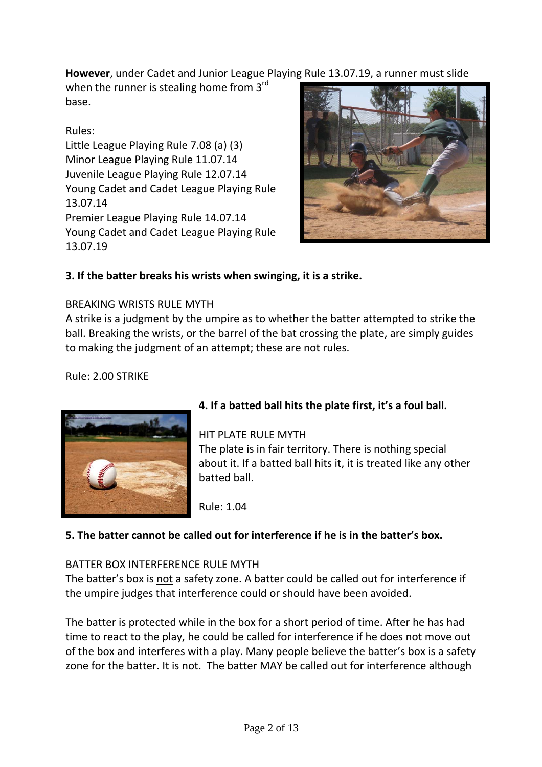**However**, under Cadet and Junior League Playing Rule 13.07.19, a runner must slide when the runner is stealing home from 3rd base.

Rules:
Little League Playing Rule 7.08 (a) (3)
Minor League Playing Rule 11.07.14
Juvenile League Playing Rule 12.07.14
Young Cadet and Cadet League Playing Rule 13.07.14
Premier League Playing Rule 14.07.14
Young Cadet and Cadet League Playing Rule 13.07.19

**3. If the batter breaks his wrists when swinging, it is a strike.**

BREAKING WRISTS RULE MYTH
A strike is a judgment by the umpire as to whether the batter attempted to strike the ball. Breaking the wrists, or the barrel of the bat crossing the plate, are simply guides to making the judgment of an attempt; these are not rules.

Rule: 2.00 STRIKE

**4. If a batted ball hits the plate first, it's a foul ball.**

HIT PLATE RULE MYTH
The plate is in fair territory. There is nothing special about it. If a batted ball hits it, it is treated like any other batted ball.

Rule: 1.04

**5. The batter cannot be called out for interference if he is in the batter's box.**

BATTER BOX INTERFERENCE RULE MYTH
The batter's box is <u>not</u> a safety zone. A batter could be called out for interference if the umpire judges that interference could or should have been avoided.

The batter is protected while in the box for a short period of time. After he has had time to react to the play, he could be called for interference if he does not move out of the box and interferes with a play. Many people believe the batter's box is a safety zone for the batter. It is not. The batter MAY be called out for interference although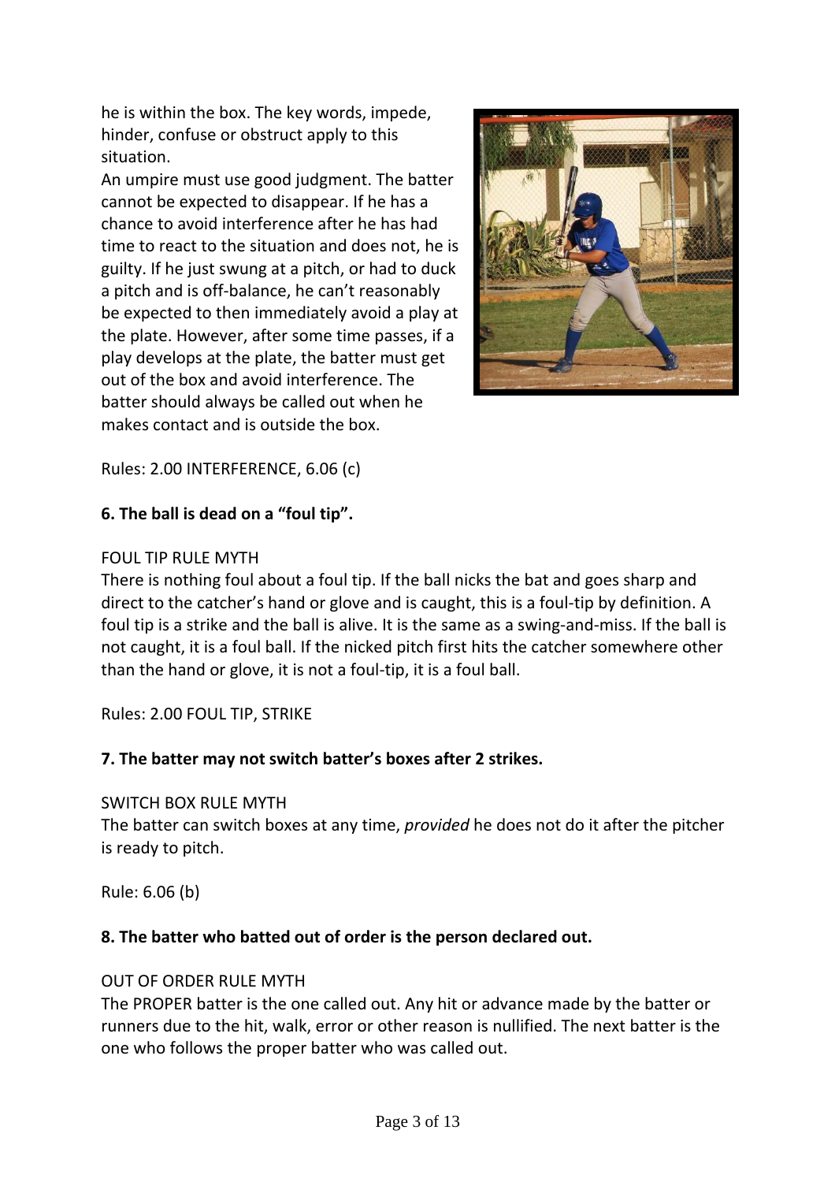he is within the box. The key words, impede, hinder, confuse or obstruct apply to this situation.

An umpire must use good judgment. The batter cannot be expected to disappear. If he has a chance to avoid interference after he has had time to react to the situation and does not, he is guilty. If he just swung at a pitch, or had to duck a pitch and is off-balance, he can't reasonably be expected to then immediately avoid a play at the plate. However, after some time passes, if a play develops at the plate, the batter must get out of the box and avoid interference. The batter should always be called out when he makes contact and is outside the box.

Rules: 2.00 INTERFERENCE, 6.06 (c)

**6. The ball is dead on a "foul tip".**

FOUL TIP RULE MYTH

There is nothing foul about a foul tip. If the ball nicks the bat and goes sharp and direct to the catcher's hand or glove and is caught, this is a foul-tip by definition. A foul tip is a strike and the ball is alive. It is the same as a swing-and-miss. If the ball is not caught, it is a foul ball. If the nicked pitch first hits the catcher somewhere other than the hand or glove, it is not a foul-tip, it is a foul ball.

Rules: 2.00 FOUL TIP, STRIKE

**7. The batter may not switch batter's boxes after 2 strikes.**

SWITCH BOX RULE MYTH

The batter can switch boxes at any time, *provided* he does not do it after the pitcher is ready to pitch.

Rule: 6.06 (b)

**8. The batter who batted out of order is the person declared out.**

OUT OF ORDER RULE MYTH

The PROPER batter is the one called out. Any hit or advance made by the batter or runners due to the hit, walk, error or other reason is nullified. The next batter is the one who follows the proper batter who was called out.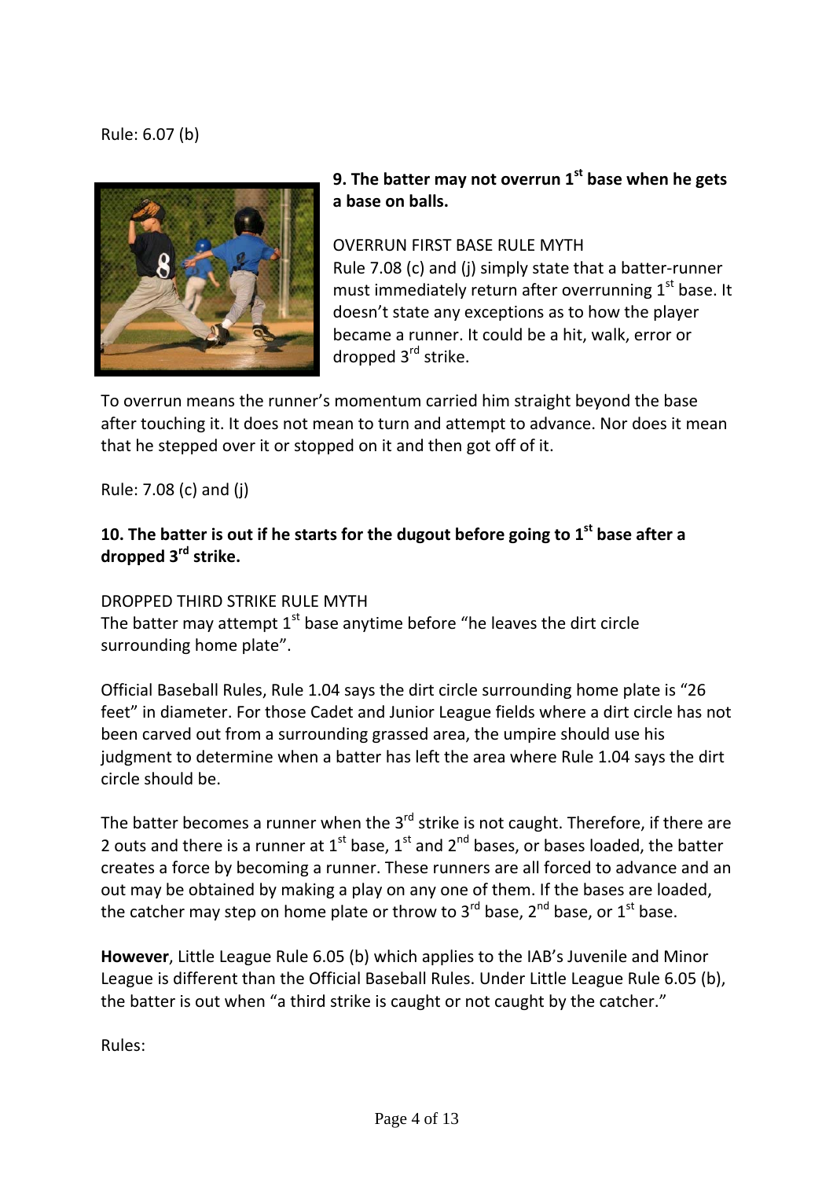Rule: 6.07 (b)

**9. The batter may not overrun 1st base when he gets a base on balls.**

OVERRUN FIRST BASE RULE MYTH
Rule 7.08 (c) and (j) simply state that a batter-runner must immediately return after overrunning 1st base. It doesn't state any exceptions as to how the player became a runner. It could be a hit, walk, error or dropped 3rd strike.

To overrun means the runner's momentum carried him straight beyond the base after touching it. It does not mean to turn and attempt to advance. Nor does it mean that he stepped over it or stopped on it and then got off of it.

Rule: 7.08 (c) and (j)

**10. The batter is out if he starts for the dugout before going to 1st base after a dropped 3rd strike.**

DROPPED THIRD STRIKE RULE MYTH
The batter may attempt 1st base anytime before "he leaves the dirt circle surrounding home plate".

Official Baseball Rules, Rule 1.04 says the dirt circle surrounding home plate is "26 feet" in diameter. For those Cadet and Junior League fields where a dirt circle has not been carved out from a surrounding grassed area, the umpire should use his judgment to determine when a batter has left the area where Rule 1.04 says the dirt circle should be.

The batter becomes a runner when the 3rd strike is not caught. Therefore, if there are 2 outs and there is a runner at 1st base, 1st and 2nd bases, or bases loaded, the batter creates a force by becoming a runner. These runners are all forced to advance and an out may be obtained by making a play on any one of them. If the bases are loaded, the catcher may step on home plate or throw to 3rd base, 2nd base, or 1st base.

**However**, Little League Rule 6.05 (b) which applies to the IAB's Juvenile and Minor League is different than the Official Baseball Rules. Under Little League Rule 6.05 (b), the batter is out when "a third strike is caught or not caught by the catcher."

Rules: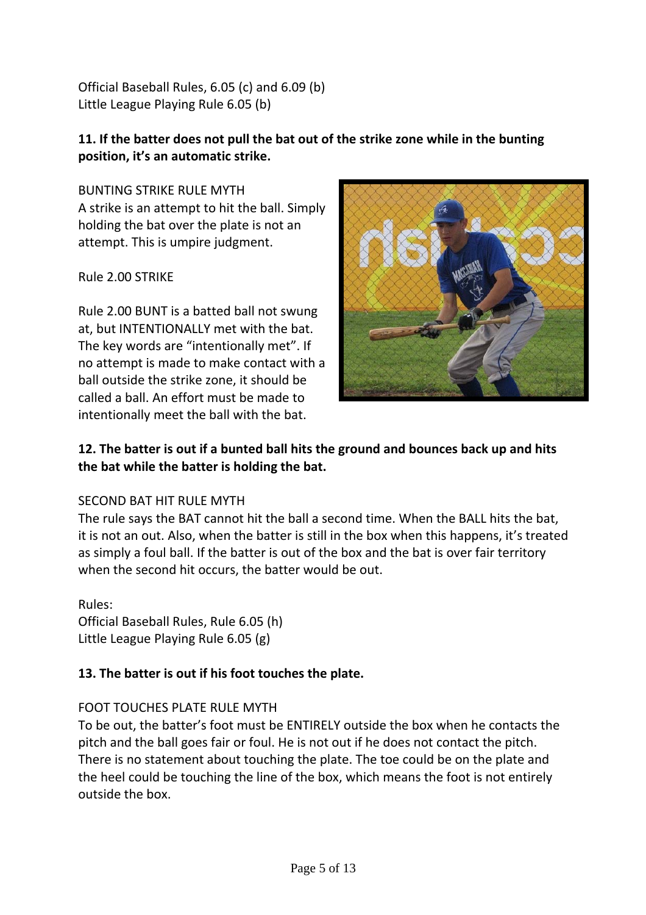Official Baseball Rules, 6.05 (c) and 6.09 (b)
Little League Playing Rule 6.05 (b)

**11. If the batter does not pull the bat out of the strike zone while in the bunting position, it's an automatic strike.**

BUNTING STRIKE RULE MYTH
A strike is an attempt to hit the ball. Simply holding the bat over the plate is not an attempt. This is umpire judgment.

Rule 2.00 STRIKE

Rule 2.00 BUNT is a batted ball not swung at, but INTENTIONALLY met with the bat. The key words are "intentionally met". If no attempt is made to make contact with a ball outside the strike zone, it should be called a ball. An effort must be made to intentionally meet the ball with the bat.

**12. The batter is out if a bunted ball hits the ground and bounces back up and hits the bat while the batter is holding the bat.**

SECOND BAT HIT RULE MYTH
The rule says the BAT cannot hit the ball a second time. When the BALL hits the bat, it is not an out. Also, when the batter is still in the box when this happens, it's treated as simply a foul ball. If the batter is out of the box and the bat is over fair territory when the second hit occurs, the batter would be out.

Rules:
Official Baseball Rules, Rule 6.05 (h)
Little League Playing Rule 6.05 (g)

**13. The batter is out if his foot touches the plate.**

FOOT TOUCHES PLATE RULE MYTH
To be out, the batter's foot must be ENTIRELY outside the box when he contacts the pitch and the ball goes fair or foul. He is not out if he does not contact the pitch. There is no statement about touching the plate. The toe could be on the plate and the heel could be touching the line of the box, which means the foot is not entirely outside the box.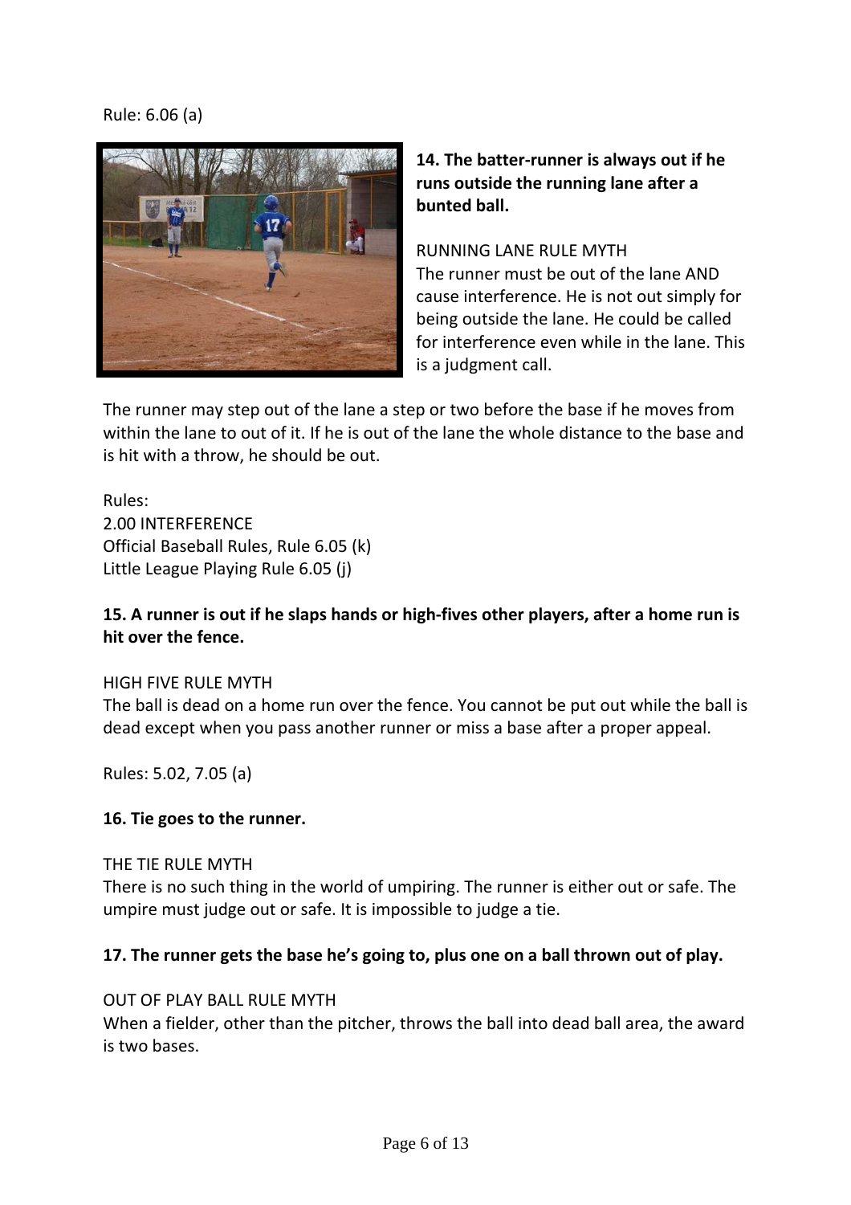Rule: 6.06 (a)

**14. The batter-runner is always out if he runs outside the running lane after a bunted ball.**

RUNNING LANE RULE MYTH
The runner must be out of the lane AND cause interference. He is not out simply for being outside the lane. He could be called for interference even while in the lane. This is a judgment call.

The runner may step out of the lane a step or two before the base if he moves from within the lane to out of it. If he is out of the lane the whole distance to the base and is hit with a throw, he should be out.

Rules:
2.00 INTERFERENCE
Official Baseball Rules, Rule 6.05 (k)
Little League Playing Rule 6.05 (j)

**15. A runner is out if he slaps hands or high-fives other players, after a home run is hit over the fence.**

HIGH FIVE RULE MYTH
The ball is dead on a home run over the fence. You cannot be put out while the ball is dead except when you pass another runner or miss a base after a proper appeal.

Rules: 5.02, 7.05 (a)

**16. Tie goes to the runner.**

THE TIE RULE MYTH
There is no such thing in the world of umpiring. The runner is either out or safe. The umpire must judge out or safe. It is impossible to judge a tie.

**17. The runner gets the base he's going to, plus one on a ball thrown out of play.**

OUT OF PLAY BALL RULE MYTH
When a fielder, other than the pitcher, throws the ball into dead ball area, the award is two bases.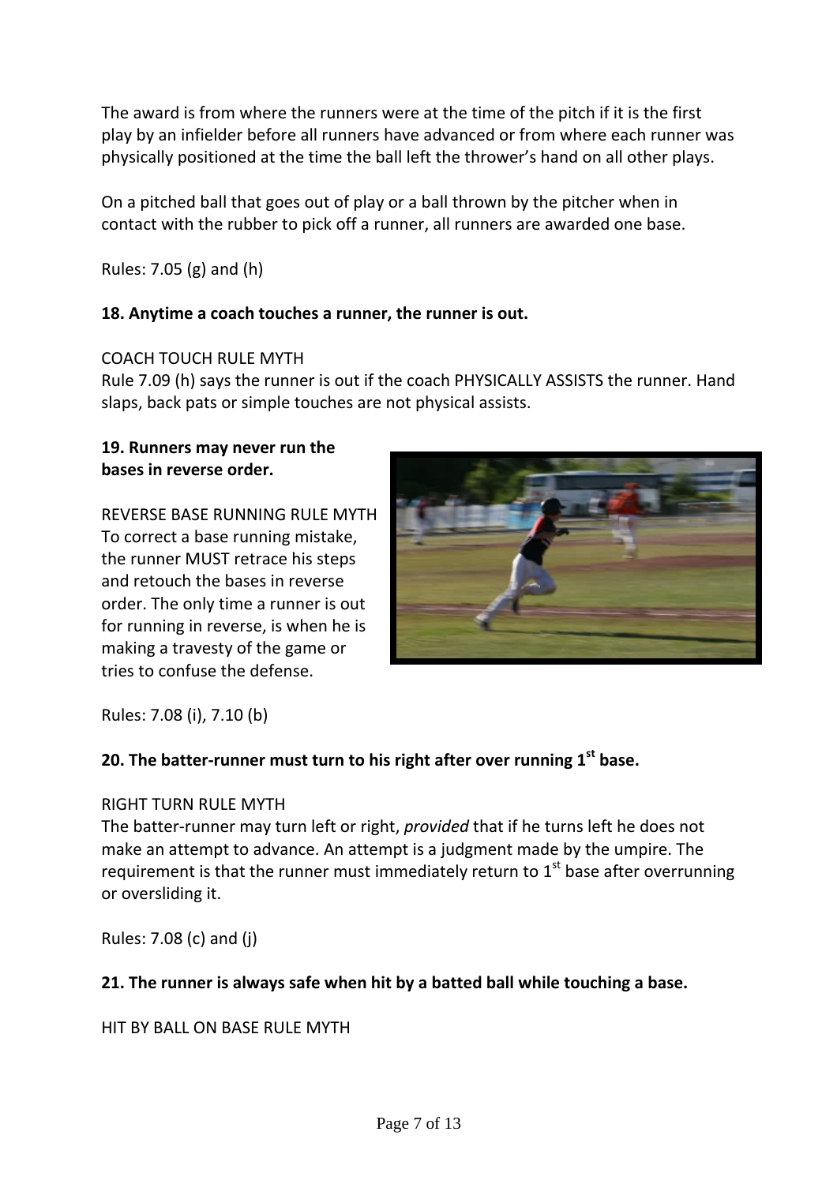The award is from where the runners were at the time of the pitch if it is the first play by an infielder before all runners have advanced or from where each runner was physically positioned at the time the ball left the thrower's hand on all other plays.

On a pitched ball that goes out of play or a ball thrown by the pitcher when in contact with the rubber to pick off a runner, all runners are awarded one base.

Rules: 7.05 (g) and (h)

**18. Anytime a coach touches a runner, the runner is out.**

COACH TOUCH RULE MYTH
Rule 7.09 (h) says the runner is out if the coach PHYSICALLY ASSISTS the runner. Hand slaps, back pats or simple touches are not physical assists.

**19. Runners may never run the bases in reverse order.**

REVERSE BASE RUNNING RULE MYTH
To correct a base running mistake, the runner MUST retrace his steps and retouch the bases in reverse order. The only time a runner is out for running in reverse, is when he is making a travesty of the game or tries to confuse the defense.

Rules: 7.08 (i), 7.10 (b)

**20. The batter-runner must turn to his right after over running 1st base.**

RIGHT TURN RULE MYTH
The batter-runner may turn left or right, *provided* that if he turns left he does not make an attempt to advance. An attempt is a judgment made by the umpire. The requirement is that the runner must immediately return to 1st base after overrunning or oversliding it.

Rules: 7.08 (c) and (j)

**21. The runner is always safe when hit by a batted ball while touching a base.**

HIT BY BALL ON BASE RULE MYTH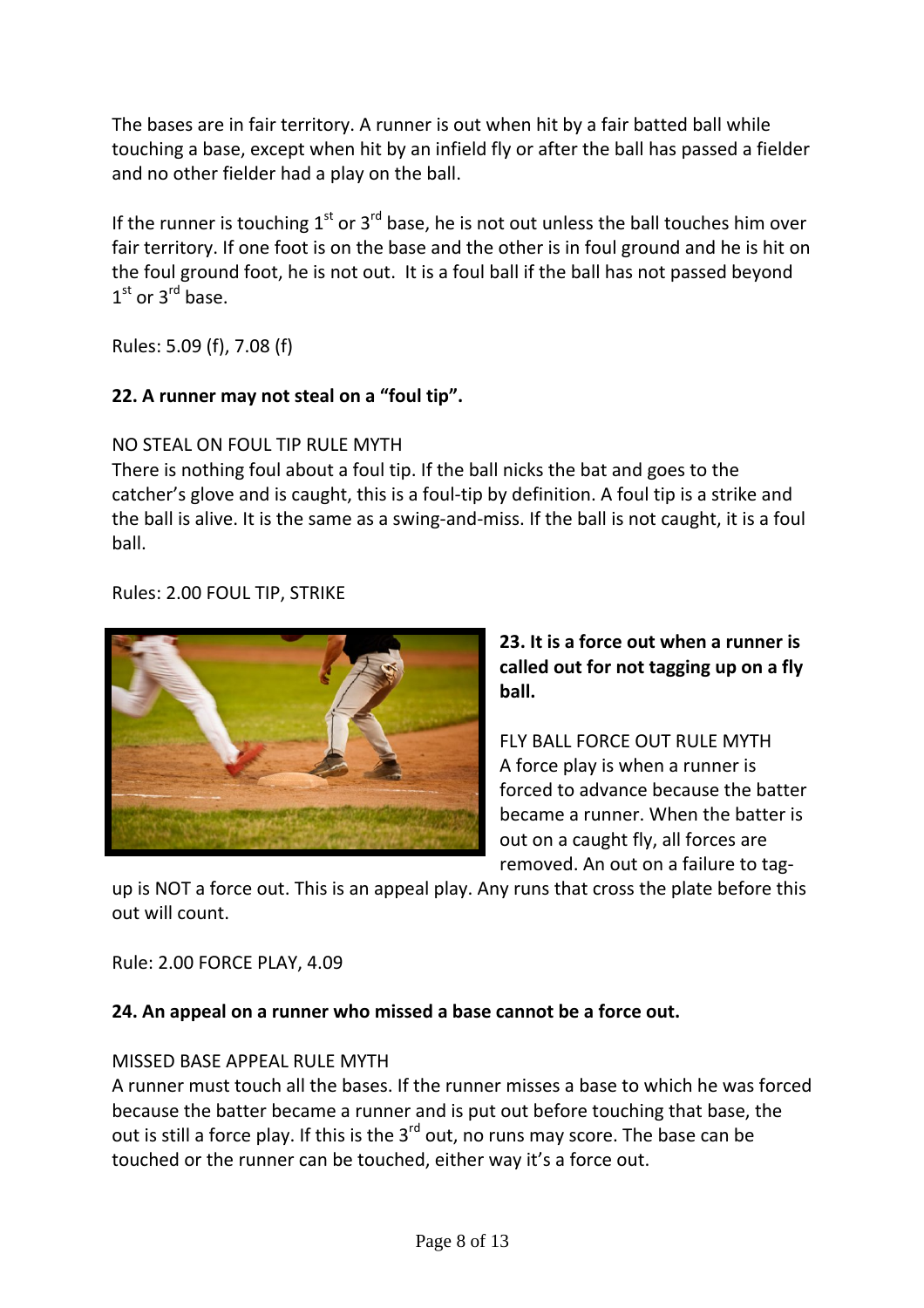The bases are in fair territory. A runner is out when hit by a fair batted ball while touching a base, except when hit by an infield fly or after the ball has passed a fielder and no other fielder had a play on the ball.

If the runner is touching 1st or 3rd base, he is not out unless the ball touches him over fair territory. If one foot is on the base and the other is in foul ground and he is hit on the foul ground foot, he is not out. It is a foul ball if the ball has not passed beyond 1st or 3rd base.

Rules: 5.09 (f), 7.08 (f)

**22. A runner may not steal on a "foul tip".**

NO STEAL ON FOUL TIP RULE MYTH
There is nothing foul about a foul tip. If the ball nicks the bat and goes to the catcher's glove and is caught, this is a foul-tip by definition. A foul tip is a strike and the ball is alive. It is the same as a swing-and-miss. If the ball is not caught, it is a foul ball.

Rules: 2.00 FOUL TIP, STRIKE

**23. It is a force out when a runner is called out for not tagging up on a fly ball.**

FLY BALL FORCE OUT RULE MYTH
A force play is when a runner is forced to advance because the batter became a runner. When the batter is out on a caught fly, all forces are removed. An out on a failure to tag-up is NOT a force out. This is an appeal play. Any runs that cross the plate before this out will count.

Rule: 2.00 FORCE PLAY, 4.09

**24. An appeal on a runner who missed a base cannot be a force out.**

MISSED BASE APPEAL RULE MYTH
A runner must touch all the bases. If the runner misses a base to which he was forced because the batter became a runner and is put out before touching that base, the out is still a force play. If this is the 3rd out, no runs may score. The base can be touched or the runner can be touched, either way it's a force out.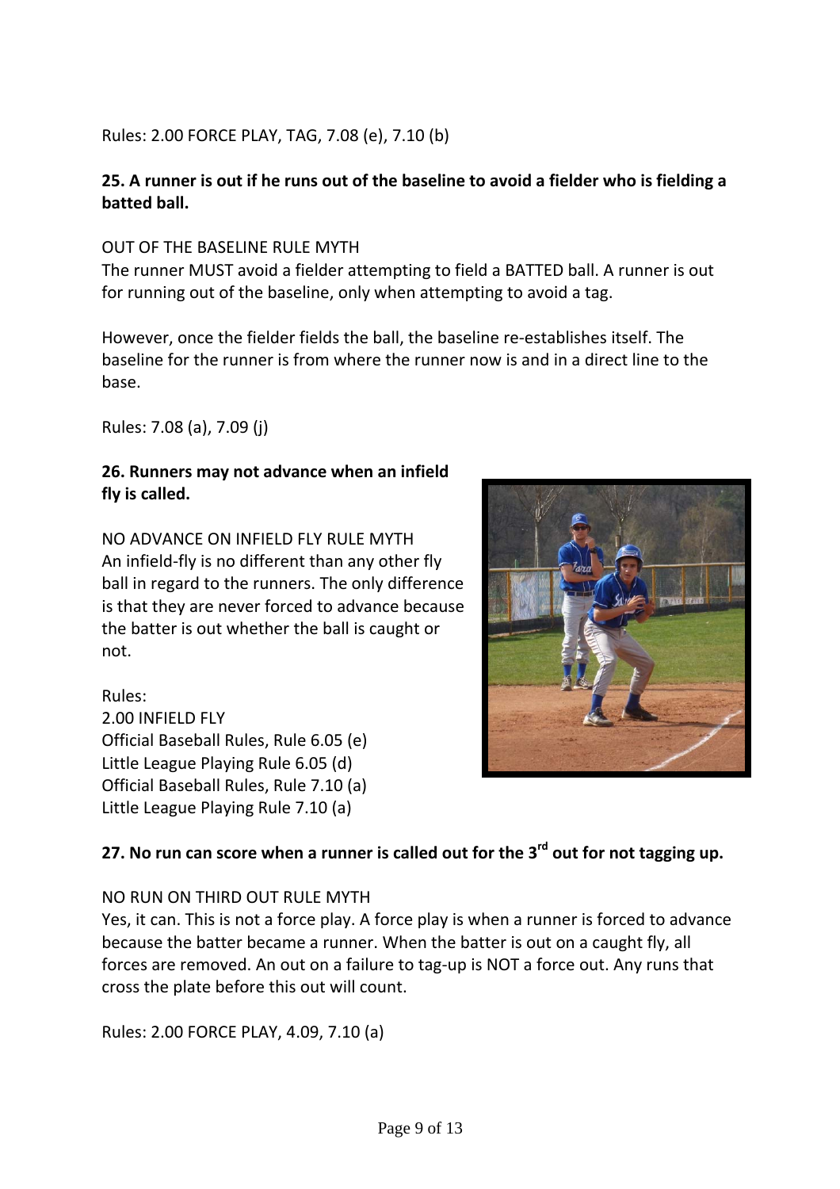Rules: 2.00 FORCE PLAY, TAG, 7.08 (e), 7.10 (b)

**25. A runner is out if he runs out of the baseline to avoid a fielder who is fielding a batted ball.**

OUT OF THE BASELINE RULE MYTH
The runner MUST avoid a fielder attempting to field a BATTED ball. A runner is out for running out of the baseline, only when attempting to avoid a tag.

However, once the fielder fields the ball, the baseline re-establishes itself. The baseline for the runner is from where the runner now is and in a direct line to the base.

Rules: 7.08 (a), 7.09 (j)

**26. Runners may not advance when an infield fly is called.**

NO ADVANCE ON INFIELD FLY RULE MYTH
An infield-fly is no different than any other fly ball in regard to the runners. The only difference is that they are never forced to advance because the batter is out whether the ball is caught or not.

Rules:
2.00 INFIELD FLY
Official Baseball Rules, Rule 6.05 (e)
Little League Playing Rule 6.05 (d)
Official Baseball Rules, Rule 7.10 (a)
Little League Playing Rule 7.10 (a)

**27. No run can score when a runner is called out for the 3rd out for not tagging up.**

NO RUN ON THIRD OUT RULE MYTH
Yes, it can. This is not a force play. A force play is when a runner is forced to advance because the batter became a runner. When the batter is out on a caught fly, all forces are removed. An out on a failure to tag-up is NOT a force out. Any runs that cross the plate before this out will count.

Rules: 2.00 FORCE PLAY, 4.09, 7.10 (a)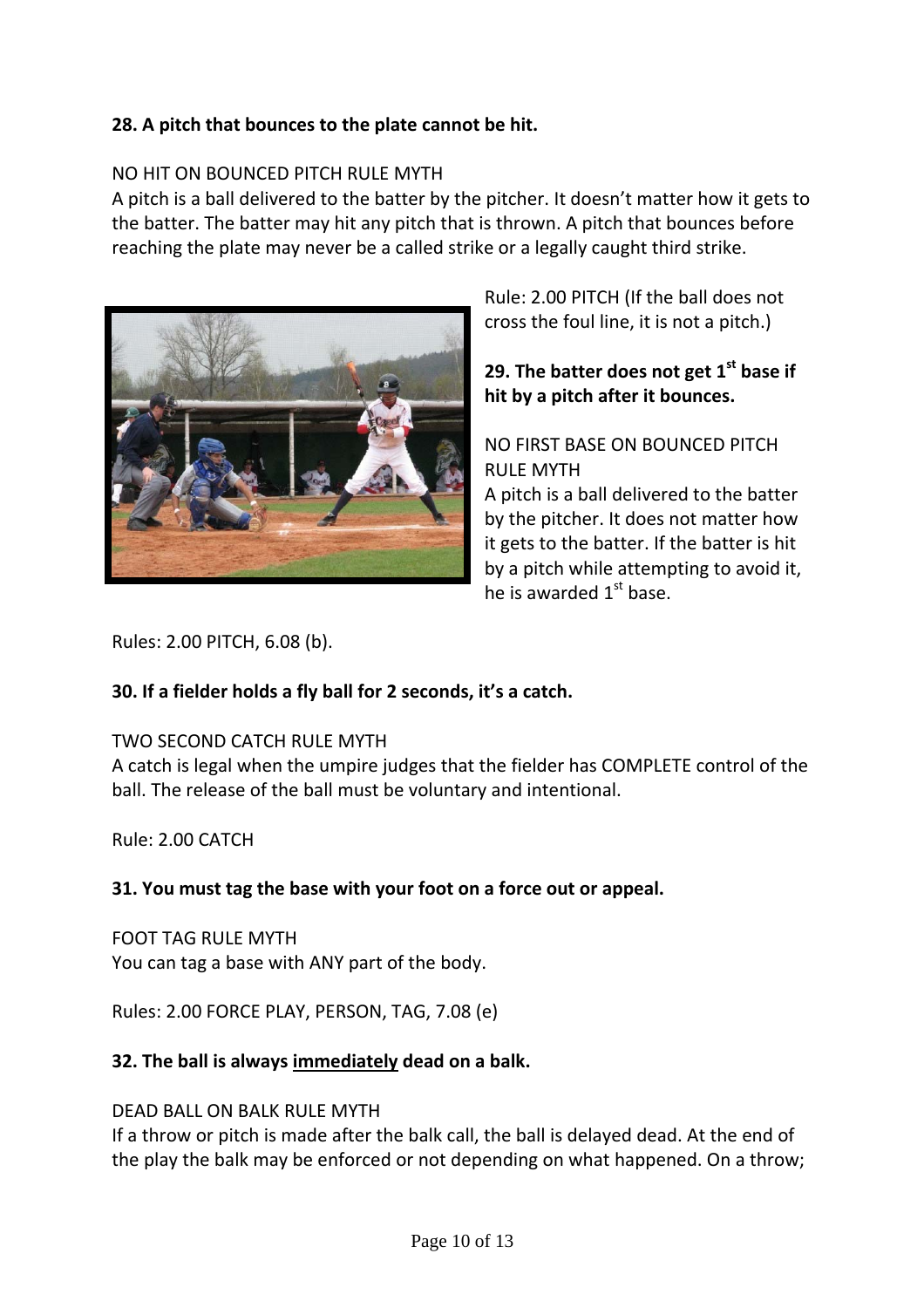**28. A pitch that bounces to the plate cannot be hit.**

NO HIT ON BOUNCED PITCH RULE MYTH
A pitch is a ball delivered to the batter by the pitcher. It doesn't matter how it gets to the batter. The batter may hit any pitch that is thrown. A pitch that bounces before reaching the plate may never be a called strike or a legally caught third strike.

Rule: 2.00 PITCH (If the ball does not cross the foul line, it is not a pitch.)

**29. The batter does not get 1st base if hit by a pitch after it bounces.**

NO FIRST BASE ON BOUNCED PITCH RULE MYTH
A pitch is a ball delivered to the batter by the pitcher. It does not matter how it gets to the batter. If the batter is hit by a pitch while attempting to avoid it, he is awarded 1st base.

Rules: 2.00 PITCH, 6.08 (b).

**30. If a fielder holds a fly ball for 2 seconds, it's a catch.**

TWO SECOND CATCH RULE MYTH
A catch is legal when the umpire judges that the fielder has COMPLETE control of the ball. The release of the ball must be voluntary and intentional.

Rule: 2.00 CATCH

**31. You must tag the base with your foot on a force out or appeal.**

FOOT TAG RULE MYTH
You can tag a base with ANY part of the body.

Rules: 2.00 FORCE PLAY, PERSON, TAG, 7.08 (e)

**32. The ball is always <u>immediately</u> dead on a balk.**

DEAD BALL ON BALK RULE MYTH
If a throw or pitch is made after the balk call, the ball is delayed dead. At the end of the play the balk may be enforced or not depending on what happened. On a throw;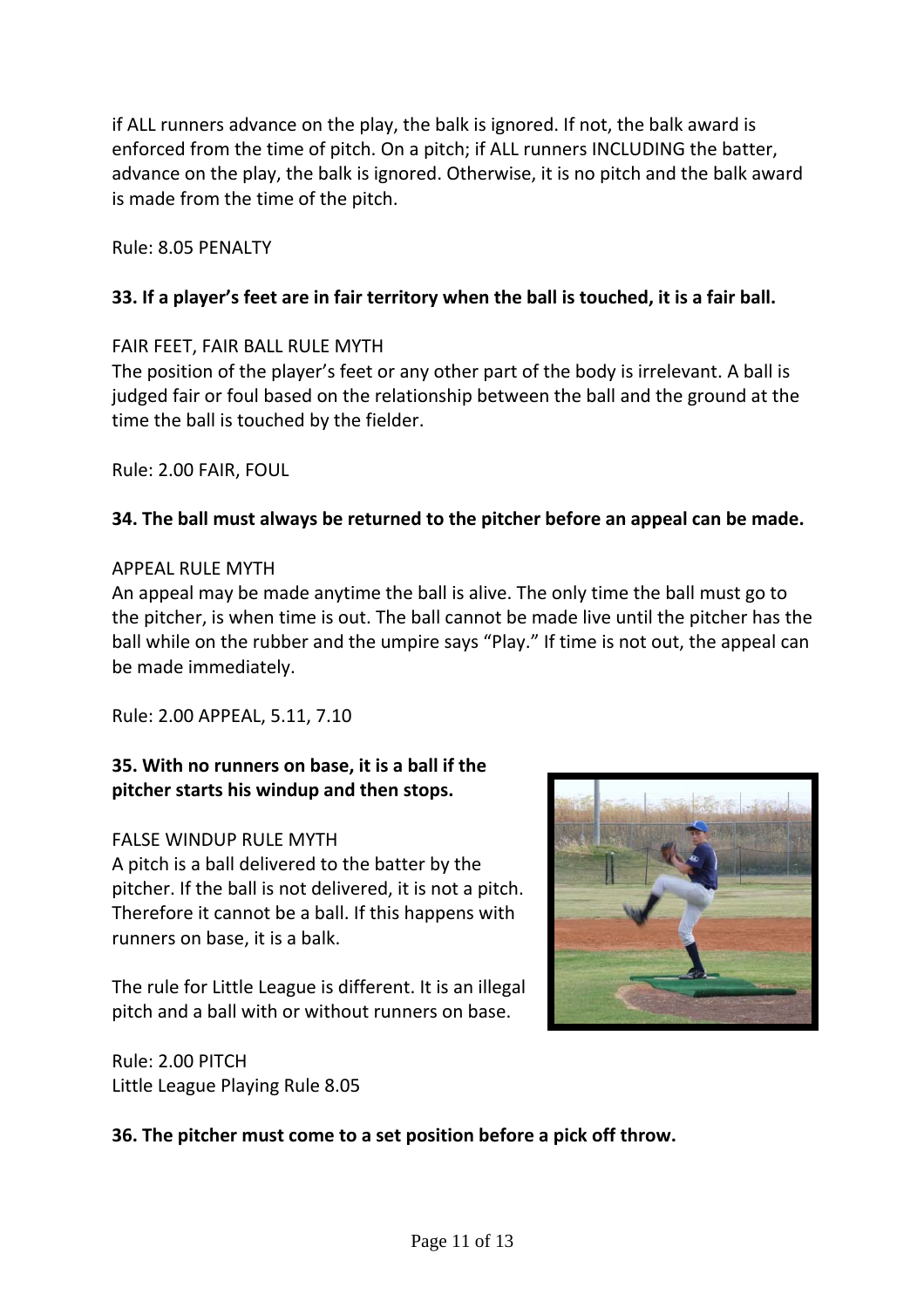if ALL runners advance on the play, the balk is ignored. If not, the balk award is enforced from the time of pitch. On a pitch; if ALL runners INCLUDING the batter, advance on the play, the balk is ignored. Otherwise, it is no pitch and the balk award is made from the time of the pitch.

Rule: 8.05 PENALTY

**33. If a player's feet are in fair territory when the ball is touched, it is a fair ball.**

FAIR FEET, FAIR BALL RULE MYTH
The position of the player's feet or any other part of the body is irrelevant. A ball is judged fair or foul based on the relationship between the ball and the ground at the time the ball is touched by the fielder.

Rule: 2.00 FAIR, FOUL

**34. The ball must always be returned to the pitcher before an appeal can be made.**

APPEAL RULE MYTH
An appeal may be made anytime the ball is alive. The only time the ball must go to the pitcher, is when time is out. The ball cannot be made live until the pitcher has the ball while on the rubber and the umpire says "Play." If time is not out, the appeal can be made immediately.

Rule: 2.00 APPEAL, 5.11, 7.10

**35. With no runners on base, it is a ball if the pitcher starts his windup and then stops.**

FALSE WINDUP RULE MYTH
A pitch is a ball delivered to the batter by the pitcher. If the ball is not delivered, it is not a pitch. Therefore it cannot be a ball. If this happens with runners on base, it is a balk.

The rule for Little League is different. It is an illegal pitch and a ball with or without runners on base.

Rule: 2.00 PITCH
Little League Playing Rule 8.05

**36. The pitcher must come to a set position before a pick off throw.**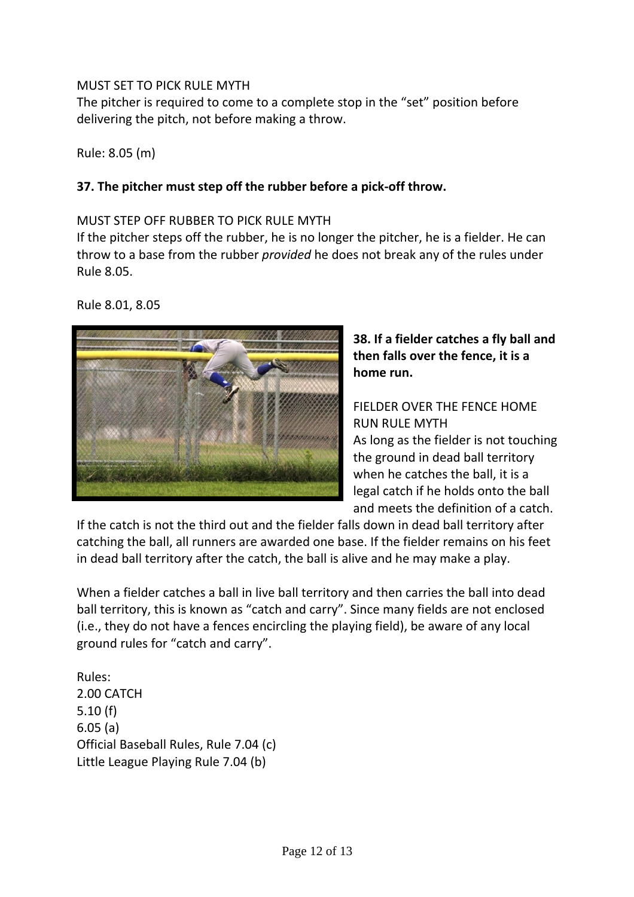MUST SET TO PICK RULE MYTH
The pitcher is required to come to a complete stop in the “set” position before delivering the pitch, not before making a throw.

Rule: 8.05 (m)

**37. The pitcher must step off the rubber before a pick-off throw.**

MUST STEP OFF RUBBER TO PICK RULE MYTH
If the pitcher steps off the rubber, he is no longer the pitcher, he is a fielder. He can throw to a base from the rubber *provided* he does not break any of the rules under Rule 8.05.

Rule 8.01, 8.05

**38. If a fielder catches a fly ball and then falls over the fence, it is a home run.**

FIELDER OVER THE FENCE HOME RUN RULE MYTH
As long as the fielder is not touching the ground in dead ball territory when he catches the ball, it is a legal catch if he holds onto the ball and meets the definition of a catch. If the catch is not the third out and the fielder falls down in dead ball territory after catching the ball, all runners are awarded one base. If the fielder remains on his feet in dead ball territory after the catch, the ball is alive and he may make a play.

When a fielder catches a ball in live ball territory and then carries the ball into dead ball territory, this is known as “catch and carry”. Since many fields are not enclosed (i.e., they do not have a fences encircling the playing field), be aware of any local ground rules for “catch and carry”.

Rules:
2.00 CATCH
5.10 (f)
6.05 (a)
Official Baseball Rules, Rule 7.04 (c)
Little League Playing Rule 7.04 (b)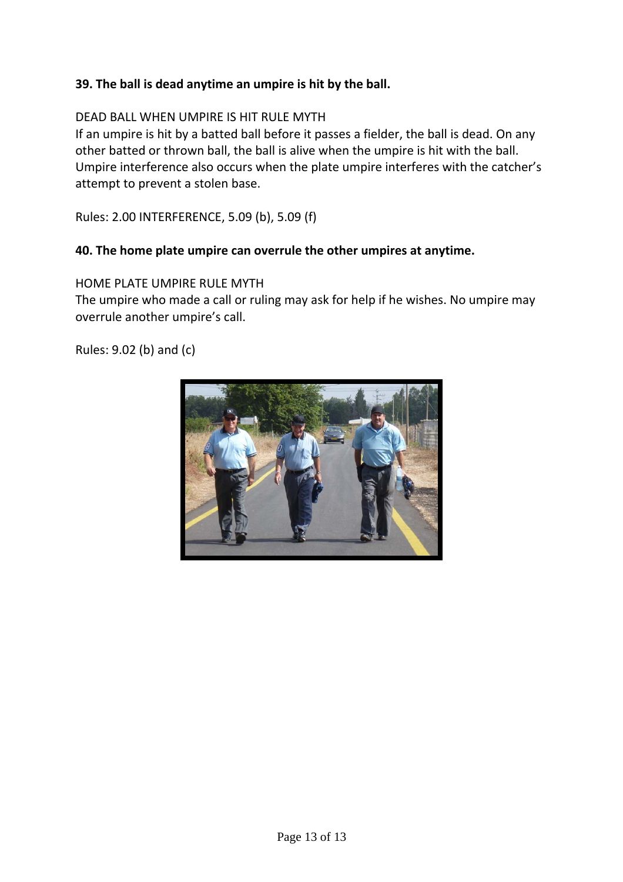**39. The ball is dead anytime an umpire is hit by the ball.**

DEAD BALL WHEN UMPIRE IS HIT RULE MYTH
If an umpire is hit by a batted ball before it passes a fielder, the ball is dead. On any other batted or thrown ball, the ball is alive when the umpire is hit with the ball. Umpire interference also occurs when the plate umpire interferes with the catcher's attempt to prevent a stolen base.

Rules: 2.00 INTERFERENCE, 5.09 (b), 5.09 (f)

**40. The home plate umpire can overrule the other umpires at anytime.**

HOME PLATE UMPIRE RULE MYTH
The umpire who made a call or ruling may ask for help if he wishes. No umpire may overrule another umpire's call.

Rules: 9.02 (b) and (c)